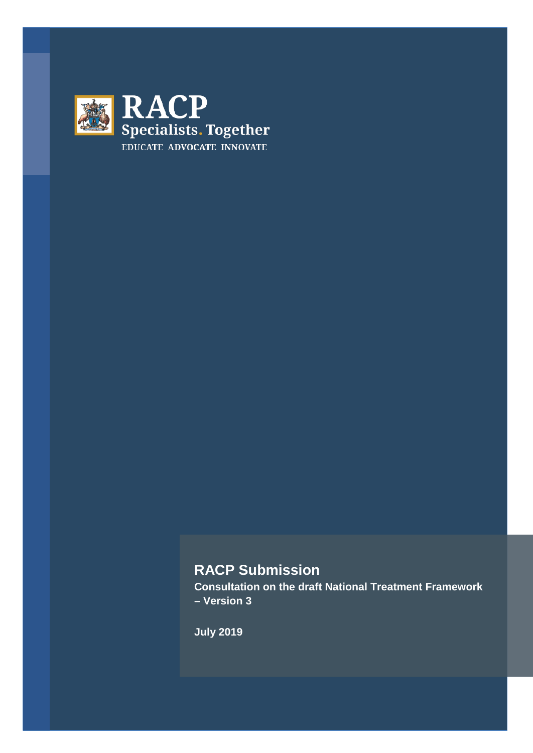RACP

Specialists. Together

EDUCATE ADVOCATE INNOVATE

# RACP Submission

**Consultation on the draft National Treatment Framework – Version 3**

**July 2019**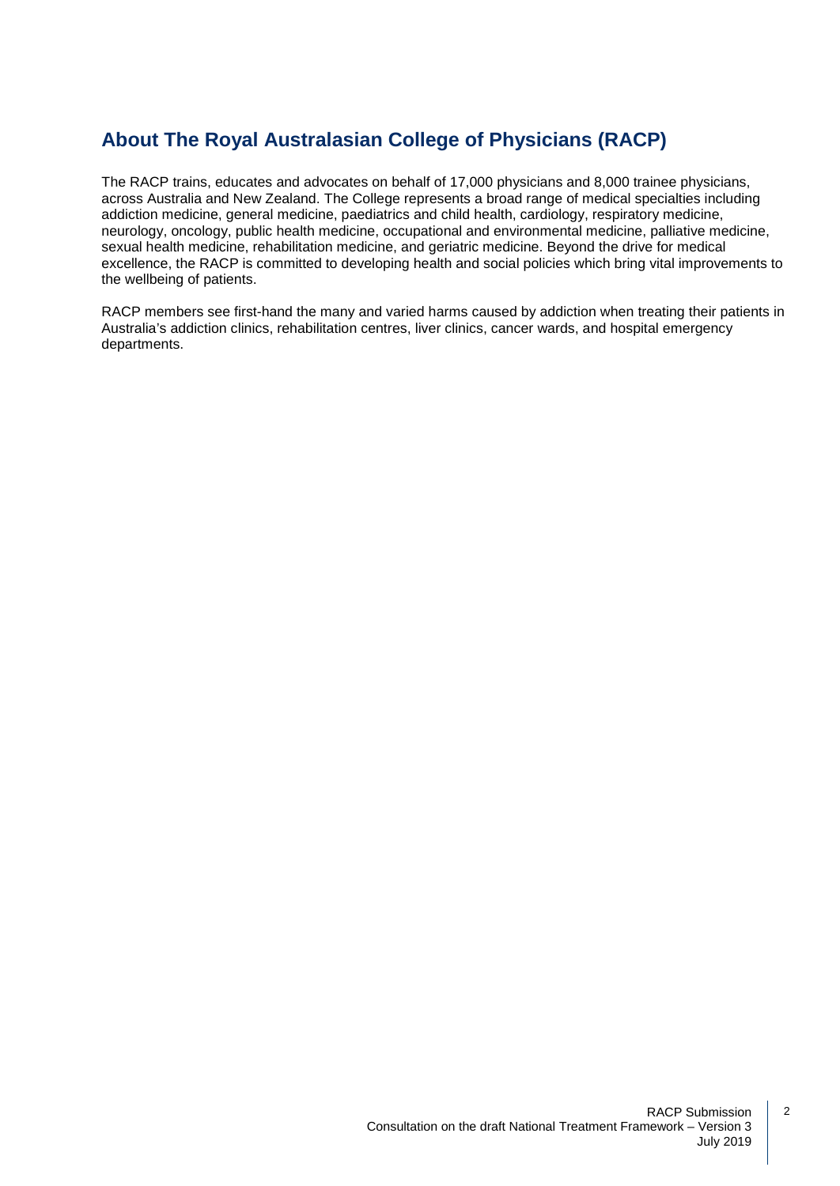## About The Royal Australasian College of Physicians (RACP)

The RACP trains, educates and advocates on behalf of 17,000 physicians and 8,000 trainee physicians, across Australia and New Zealand. The College represents a broad range of medical specialties including addiction medicine, general medicine, paediatrics and child health, cardiology, respiratory medicine, neurology, oncology, public health medicine, occupational and environmental medicine, palliative medicine, sexual health medicine, rehabilitation medicine, and geriatric medicine. Beyond the drive for medical excellence, the RACP is committed to developing health and social policies which bring vital improvements to the wellbeing of patients.

RACP members see first-hand the many and varied harms caused by addiction when treating their patients in Australia's addiction clinics, rehabilitation centres, liver clinics, cancer wards, and hospital emergency departments.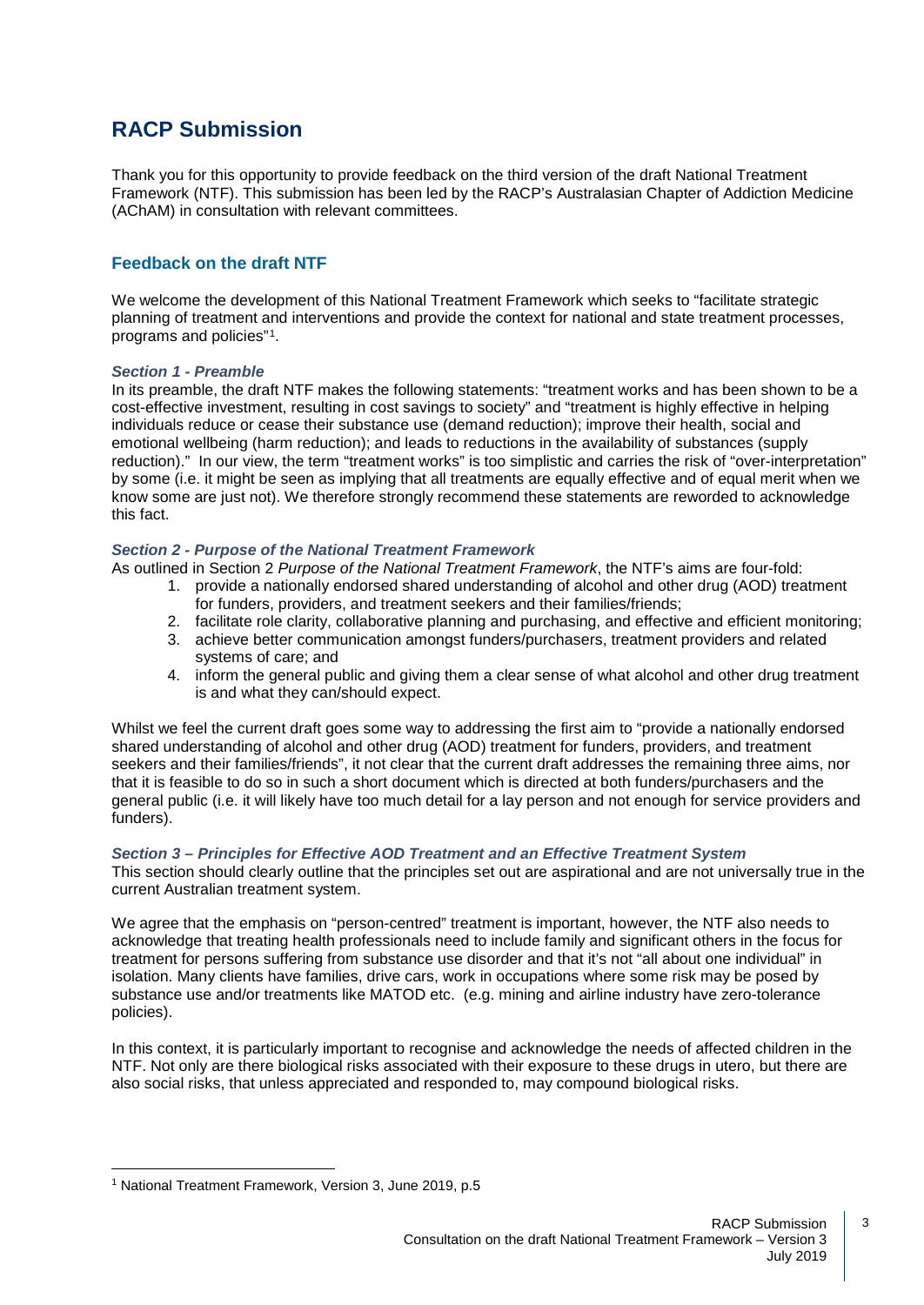# RACP Submission

Thank you for this opportunity to provide feedback on the third version of the draft National Treatment Framework (NTF). This submission has been led by the RACP's Australasian Chapter of Addiction Medicine (AChAM) in consultation with relevant committees.

## Feedback on the draft NTF

We welcome the development of this National Treatment Framework which seeks to "facilitate strategic planning of treatment and interventions and provide the context for national and state treatment processes, programs and policies"[1].

### *Section 1 - Preamble*

In its preamble, the draft NTF makes the following statements: "treatment works and has been shown to be a cost-effective investment, resulting in cost savings to society" and "treatment is highly effective in helping individuals reduce or cease their substance use (demand reduction); improve their health, social and emotional wellbeing (harm reduction); and leads to reductions in the availability of substances (supply reduction)." In our view, the term "treatment works" is too simplistic and carries the risk of "over-interpretation" by some (i.e. it might be seen as implying that all treatments are equally effective and of equal merit when we know some are just not). We therefore strongly recommend these statements are reworded to acknowledge this fact.

### *Section 2 - Purpose of the National Treatment Framework*

As outlined in Section 2 *Purpose of the National Treatment Framework*, the NTF's aims are four-fold:

1. provide a nationally endorsed shared understanding of alcohol and other drug (AOD) treatment for funders, providers, and treatment seekers and their families/friends;
2. facilitate role clarity, collaborative planning and purchasing, and effective and efficient monitoring;
3. achieve better communication amongst funders/purchasers, treatment providers and related systems of care; and
4. inform the general public and giving them a clear sense of what alcohol and other drug treatment is and what they can/should expect.

Whilst we feel the current draft goes some way to addressing the first aim to "provide a nationally endorsed shared understanding of alcohol and other drug (AOD) treatment for funders, providers, and treatment seekers and their families/friends", it not clear that the current draft addresses the remaining three aims, nor that it is feasible to do so in such a short document which is directed at both funders/purchasers and the general public (i.e. it will likely have too much detail for a lay person and not enough for service providers and funders).

### *Section 3 – Principles for Effective AOD Treatment and an Effective Treatment System*

This section should clearly outline that the principles set out are aspirational and are not universally true in the current Australian treatment system.

We agree that the emphasis on "person-centred" treatment is important, however, the NTF also needs to acknowledge that treating health professionals need to include family and significant others in the focus for treatment for persons suffering from substance use disorder and that it's not "all about one individual" in isolation. Many clients have families, drive cars, work in occupations where some risk may be posed by substance use and/or treatments like MATOD etc. (e.g. mining and airline industry have zero-tolerance policies).

In this context, it is particularly important to recognise and acknowledge the needs of affected children in the NTF. Not only are there biological risks associated with their exposure to these drugs in utero, but there are also social risks, that unless appreciated and responded to, may compound biological risks.

[1] National Treatment Framework, Version 3, June 2019, p.5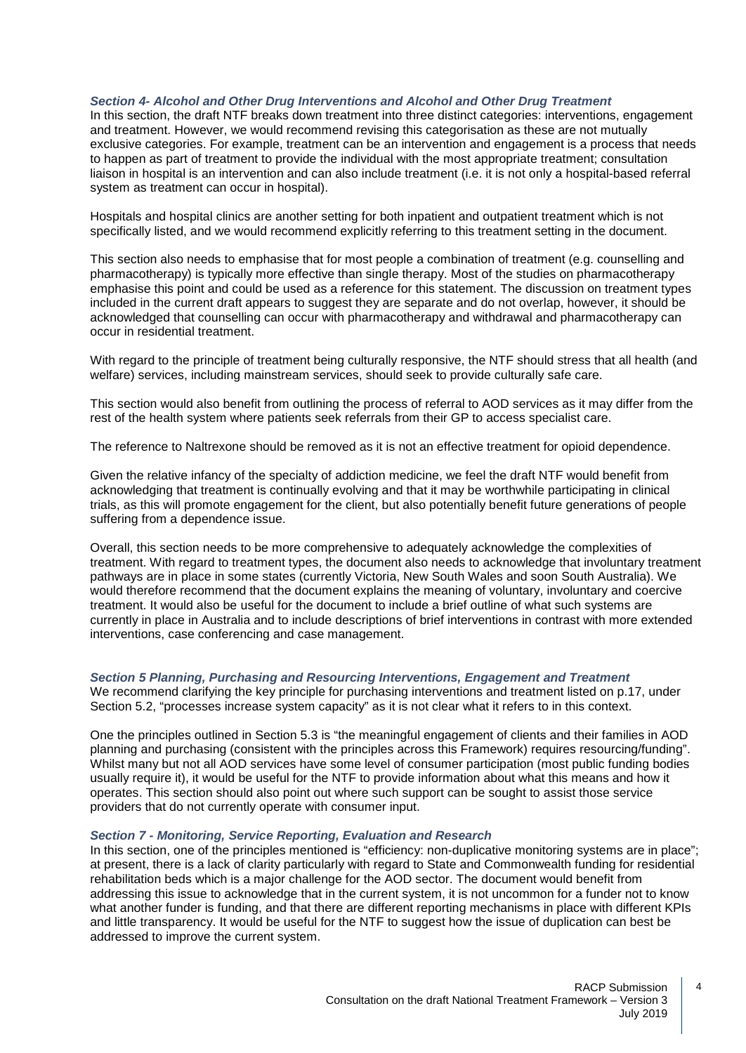### *Section 4- Alcohol and Other Drug Interventions and Alcohol and Other Drug Treatment*

In this section, the draft NTF breaks down treatment into three distinct categories: interventions, engagement and treatment. However, we would recommend revising this categorisation as these are not mutually exclusive categories. For example, treatment can be an intervention and engagement is a process that needs to happen as part of treatment to provide the individual with the most appropriate treatment; consultation liaison in hospital is an intervention and can also include treatment (i.e. it is not only a hospital-based referral system as treatment can occur in hospital).

Hospitals and hospital clinics are another setting for both inpatient and outpatient treatment which is not specifically listed, and we would recommend explicitly referring to this treatment setting in the document.

This section also needs to emphasise that for most people a combination of treatment (e.g. counselling and pharmacotherapy) is typically more effective than single therapy. Most of the studies on pharmacotherapy emphasise this point and could be used as a reference for this statement. The discussion on treatment types included in the current draft appears to suggest they are separate and do not overlap, however, it should be acknowledged that counselling can occur with pharmacotherapy and withdrawal and pharmacotherapy can occur in residential treatment.

With regard to the principle of treatment being culturally responsive, the NTF should stress that all health (and welfare) services, including mainstream services, should seek to provide culturally safe care.

This section would also benefit from outlining the process of referral to AOD services as it may differ from the rest of the health system where patients seek referrals from their GP to access specialist care.

The reference to Naltrexone should be removed as it is not an effective treatment for opioid dependence.

Given the relative infancy of the specialty of addiction medicine, we feel the draft NTF would benefit from acknowledging that treatment is continually evolving and that it may be worthwhile participating in clinical trials, as this will promote engagement for the client, but also potentially benefit future generations of people suffering from a dependence issue.

Overall, this section needs to be more comprehensive to adequately acknowledge the complexities of treatment. With regard to treatment types, the document also needs to acknowledge that involuntary treatment pathways are in place in some states (currently Victoria, New South Wales and soon South Australia). We would therefore recommend that the document explains the meaning of voluntary, involuntary and coercive treatment. It would also be useful for the document to include a brief outline of what such systems are currently in place in Australia and to include descriptions of brief interventions in contrast with more extended interventions, case conferencing and case management.

### *Section 5 Planning, Purchasing and Resourcing Interventions, Engagement and Treatment*

We recommend clarifying the key principle for purchasing interventions and treatment listed on p.17, under Section 5.2, "processes increase system capacity" as it is not clear what it refers to in this context.

One the principles outlined in Section 5.3 is "the meaningful engagement of clients and their families in AOD planning and purchasing (consistent with the principles across this Framework) requires resourcing/funding". Whilst many but not all AOD services have some level of consumer participation (most public funding bodies usually require it), it would be useful for the NTF to provide information about what this means and how it operates. This section should also point out where such support can be sought to assist those service providers that do not currently operate with consumer input.

### *Section 7 - Monitoring, Service Reporting, Evaluation and Research*

In this section, one of the principles mentioned is "efficiency: non-duplicative monitoring systems are in place"; at present, there is a lack of clarity particularly with regard to State and Commonwealth funding for residential rehabilitation beds which is a major challenge for the AOD sector. The document would benefit from addressing this issue to acknowledge that in the current system, it is not uncommon for a funder not to know what another funder is funding, and that there are different reporting mechanisms in place with different KPIs and little transparency. It would be useful for the NTF to suggest how the issue of duplication can best be addressed to improve the current system.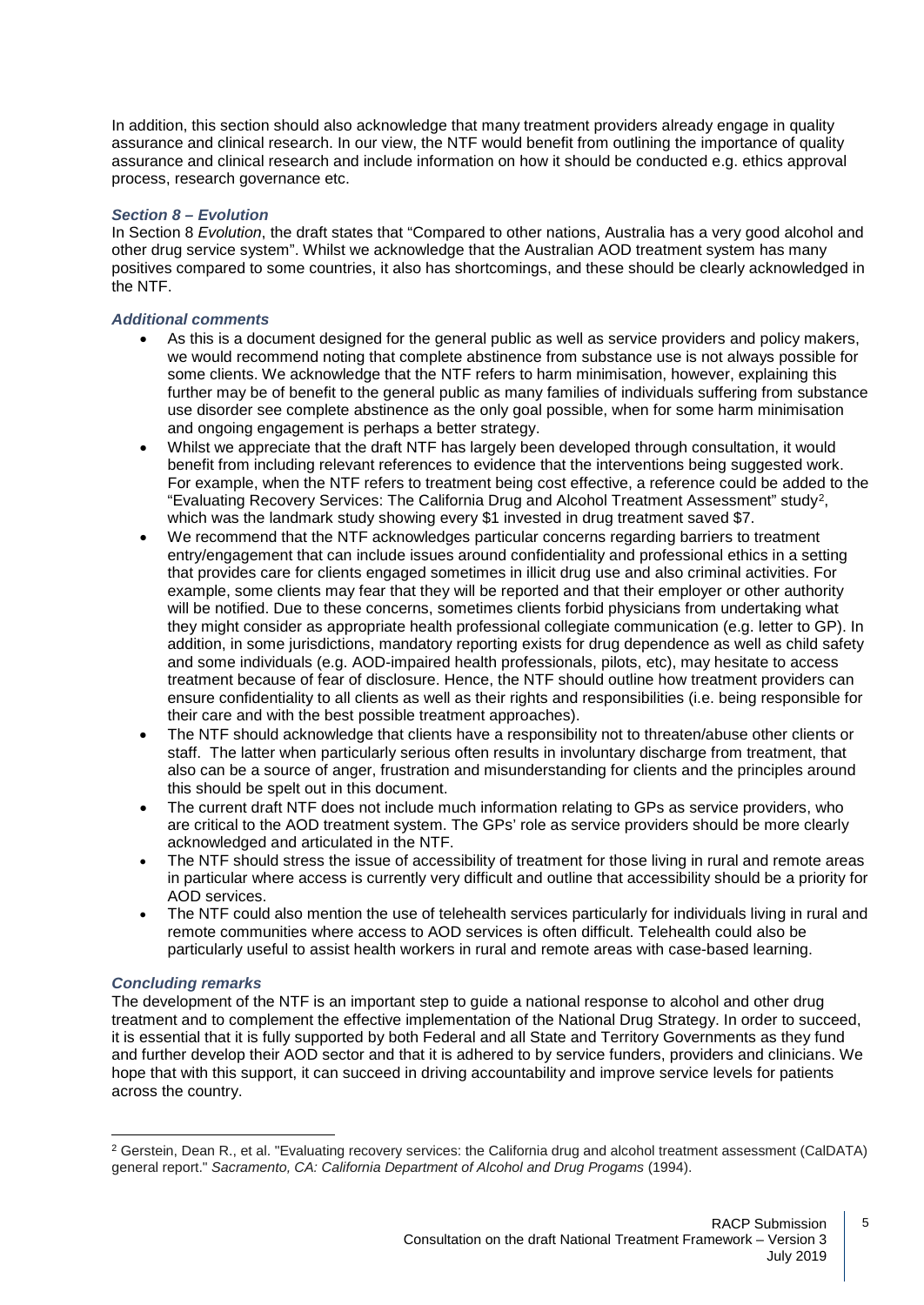In addition, this section should also acknowledge that many treatment providers already engage in quality assurance and clinical research. In our view, the NTF would benefit from outlining the importance of quality assurance and clinical research and include information on how it should be conducted e.g. ethics approval process, research governance etc.

### *Section 8 – Evolution*

In Section 8 *Evolution*, the draft states that "Compared to other nations, Australia has a very good alcohol and other drug service system". Whilst we acknowledge that the Australian AOD treatment system has many positives compared to some countries, it also has shortcomings, and these should be clearly acknowledged in the NTF.

### *Additional comments*

- As this is a document designed for the general public as well as service providers and policy makers, we would recommend noting that complete abstinence from substance use is not always possible for some clients. We acknowledge that the NTF refers to harm minimisation, however, explaining this further may be of benefit to the general public as many families of individuals suffering from substance use disorder see complete abstinence as the only goal possible, when for some harm minimisation and ongoing engagement is perhaps a better strategy.
- Whilst we appreciate that the draft NTF has largely been developed through consultation, it would benefit from including relevant references to evidence that the interventions being suggested work. For example, when the NTF refers to treatment being cost effective, a reference could be added to the "Evaluating Recovery Services: The California Drug and Alcohol Treatment Assessment" study[2], which was the landmark study showing every $1 invested in drug treatment saved $7.
- We recommend that the NTF acknowledges particular concerns regarding barriers to treatment entry/engagement that can include issues around confidentiality and professional ethics in a setting that provides care for clients engaged sometimes in illicit drug use and also criminal activities. For example, some clients may fear that they will be reported and that their employer or other authority will be notified. Due to these concerns, sometimes clients forbid physicians from undertaking what they might consider as appropriate health professional collegiate communication (e.g. letter to GP). In addition, in some jurisdictions, mandatory reporting exists for drug dependence as well as child safety and some individuals (e.g. AOD-impaired health professionals, pilots, etc), may hesitate to access treatment because of fear of disclosure. Hence, the NTF should outline how treatment providers can ensure confidentiality to all clients as well as their rights and responsibilities (i.e. being responsible for their care and with the best possible treatment approaches).
- The NTF should acknowledge that clients have a responsibility not to threaten/abuse other clients or staff. The latter when particularly serious often results in involuntary discharge from treatment, that also can be a source of anger, frustration and misunderstanding for clients and the principles around this should be spelt out in this document.
- The current draft NTF does not include much information relating to GPs as service providers, who are critical to the AOD treatment system. The GPs' role as service providers should be more clearly acknowledged and articulated in the NTF.
- The NTF should stress the issue of accessibility of treatment for those living in rural and remote areas in particular where access is currently very difficult and outline that accessibility should be a priority for AOD services.
- The NTF could also mention the use of telehealth services particularly for individuals living in rural and remote communities where access to AOD services is often difficult. Telehealth could also be particularly useful to assist health workers in rural and remote areas with case-based learning.

### *Concluding remarks*

The development of the NTF is an important step to guide a national response to alcohol and other drug treatment and to complement the effective implementation of the National Drug Strategy. In order to succeed, it is essential that it is fully supported by both Federal and all State and Territory Governments as they fund and further develop their AOD sector and that it is adhered to by service funders, providers and clinicians. We hope that with this support, it can succeed in driving accountability and improve service levels for patients across the country.

---

[2] Gerstein, Dean R., et al. "Evaluating recovery services: the California drug and alcohol treatment assessment (CalDATA) general report." *Sacramento, CA: California Department of Alcohol and Drug Progams* (1994).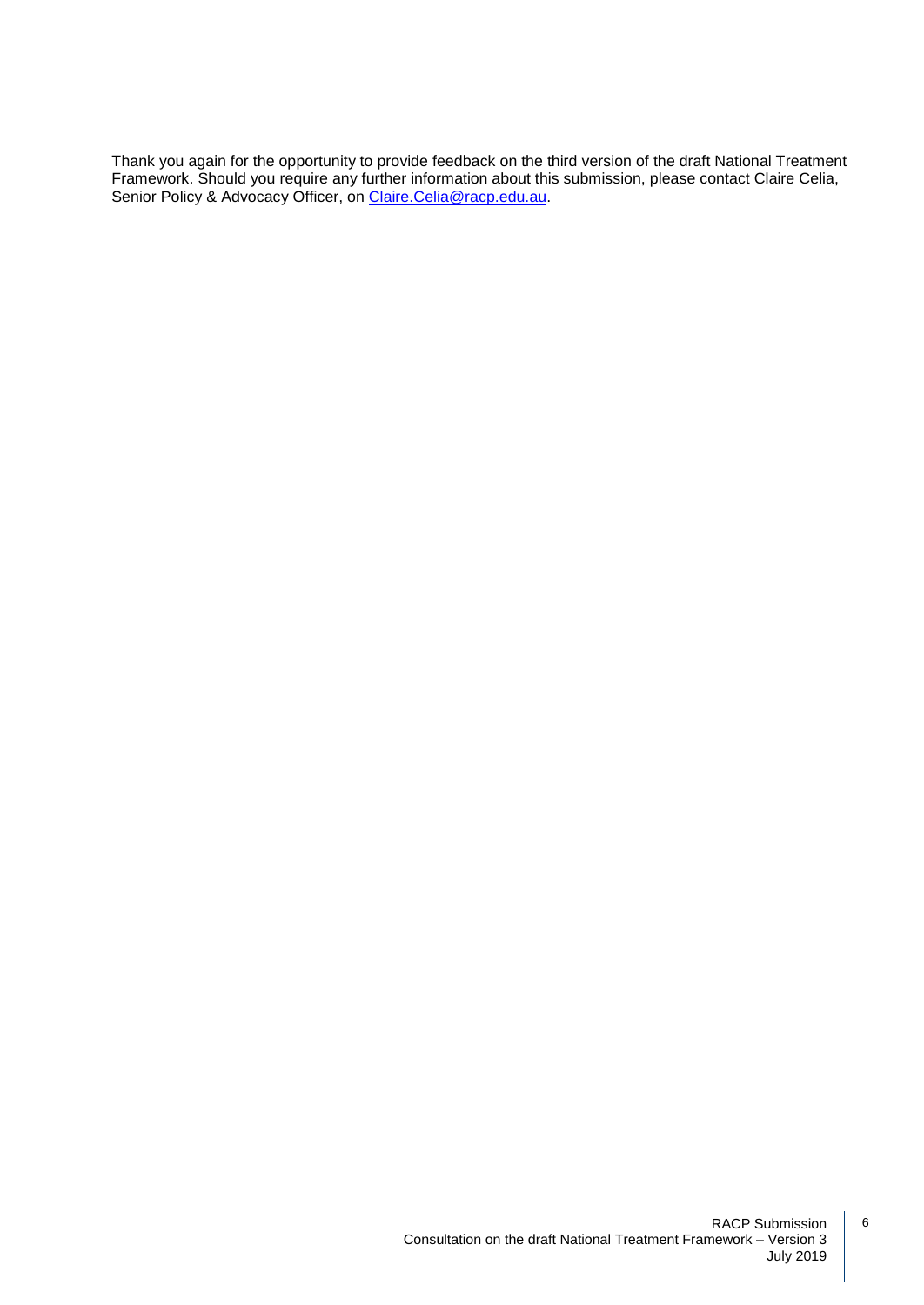Thank you again for the opportunity to provide feedback on the third version of the draft National Treatment Framework. Should you require any further information about this submission, please contact Claire Celia, Senior Policy & Advocacy Officer, on [Claire.Celia@racp.edu.au](mailto:Claire.Celia@racp.edu.au).